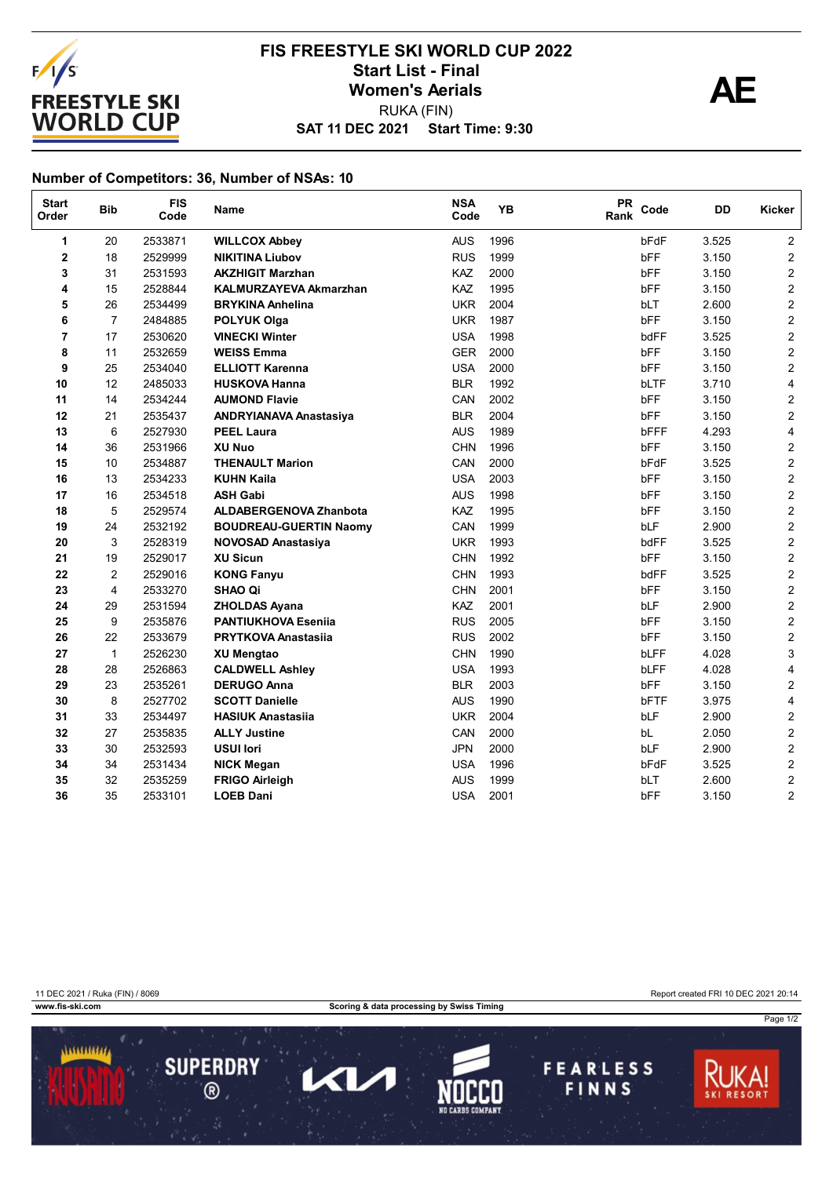# FIS FREESTYLE SKI WORLD CUP 2022

## Start List - Final

## Women's Aerials

RUKA (FIN)

**SAT 11 DEC 2021 Start Time: 9:30**

AE

### Number of Competitors: 36, Number of NSAs: 10

| Start Order | Bib | FIS Code | Name | NSA Code | YB | PR Rank | Code | DD | Kicker |
|---|---|---|---|---|---|---|---|---|---|
| 1 | 20 | 2533871 | WILLCOX Abbey | AUS | 1996 | | bFdF | 3.525 | 2 |
| 2 | 18 | 2529999 | NIKITINA Liubov | RUS | 1999 | | bFF | 3.150 | 2 |
| 3 | 31 | 2531593 | AKZHIGIT Marzhan | KAZ | 2000 | | bFF | 3.150 | 2 |
| 4 | 15 | 2528844 | KALMURZAYEVA Akmarzhan | KAZ | 1995 | | bFF | 3.150 | 2 |
| 5 | 26 | 2534499 | BRYKINA Anhelina | UKR | 2004 | | bLT | 2.600 | 2 |
| 6 | 7 | 2484885 | POLYUK Olga | UKR | 1987 | | bFF | 3.150 | 2 |
| 7 | 17 | 2530620 | VINECKI Winter | USA | 1998 | | bdFF | 3.525 | 2 |
| 8 | 11 | 2532659 | WEISS Emma | GER | 2000 | | bFF | 3.150 | 2 |
| 9 | 25 | 2534040 | ELLIOTT Karenna | USA | 2000 | | bFF | 3.150 | 2 |
| 10 | 12 | 2485033 | HUSKOVA Hanna | BLR | 1992 | | bLTF | 3.710 | 4 |
| 11 | 14 | 2534244 | AUMOND Flavie | CAN | 2002 | | bFF | 3.150 | 2 |
| 12 | 21 | 2535437 | ANDRYIANAVA Anastasiya | BLR | 2004 | | bFF | 3.150 | 2 |
| 13 | 6 | 2527930 | PEEL Laura | AUS | 1989 | | bFFF | 4.293 | 4 |
| 14 | 36 | 2531966 | XU Nuo | CHN | 1996 | | bFF | 3.150 | 2 |
| 15 | 10 | 2534887 | THENAULT Marion | CAN | 2000 | | bFdF | 3.525 | 2 |
| 16 | 13 | 2534233 | KUHN Kaila | USA | 2003 | | bFF | 3.150 | 2 |
| 17 | 16 | 2534518 | ASH Gabi | AUS | 1998 | | bFF | 3.150 | 2 |
| 18 | 5 | 2529574 | ALDABERGENOVA Zhanbota | KAZ | 1995 | | bFF | 3.150 | 2 |
| 19 | 24 | 2532192 | BOUDREAU-GUERTIN Naomy | CAN | 1999 | | bLF | 2.900 | 2 |
| 20 | 3 | 2528319 | NOVOSAD Anastasiya | UKR | 1993 | | bdFF | 3.525 | 2 |
| 21 | 19 | 2529017 | XU Sicun | CHN | 1992 | | bFF | 3.150 | 2 |
| 22 | 2 | 2529016 | KONG Fanyu | CHN | 1993 | | bdFF | 3.525 | 2 |
| 23 | 4 | 2533270 | SHAO Qi | CHN | 2001 | | bFF | 3.150 | 2 |
| 24 | 29 | 2531594 | ZHOLDAS Ayana | KAZ | 2001 | | bLF | 2.900 | 2 |
| 25 | 9 | 2535876 | PANTIUKHOVA Eseniia | RUS | 2005 | | bFF | 3.150 | 2 |
| 26 | 22 | 2533679 | PRYTKOVA Anastasiia | RUS | 2002 | | bFF | 3.150 | 2 |
| 27 | 1 | 2526230 | XU Mengtao | CHN | 1990 | | bLFF | 4.028 | 3 |
| 28 | 28 | 2526863 | CALDWELL Ashley | USA | 1993 | | bLFF | 4.028 | 4 |
| 29 | 23 | 2535261 | DERUGO Anna | BLR | 2003 | | bFF | 3.150 | 2 |
| 30 | 8 | 2527702 | SCOTT Danielle | AUS | 1990 | | bFTF | 3.975 | 4 |
| 31 | 33 | 2534497 | HASIUK Anastasiia | UKR | 2004 | | bLF | 2.900 | 2 |
| 32 | 27 | 2535835 | ALLY Justine | CAN | 2000 | | bL | 2.050 | 2 |
| 33 | 30 | 2532593 | USUI Iori | JPN | 2000 | | bLF | 2.900 | 2 |
| 34 | 34 | 2531434 | NICK Megan | USA | 1996 | | bFdF | 3.525 | 2 |
| 35 | 32 | 2535259 | FRIGO Airleigh | AUS | 1999 | | bLT | 2.600 | 2 |
| 36 | 35 | 2533101 | LOEB Dani | USA | 2001 | | bFF | 3.150 | 2 |

11 DEC 2021 / Ruka (FIN) / 8069 — Report created FRI 10 DEC 2021 20:14

www.fis-ski.com — Scoring & data processing by Swiss Timing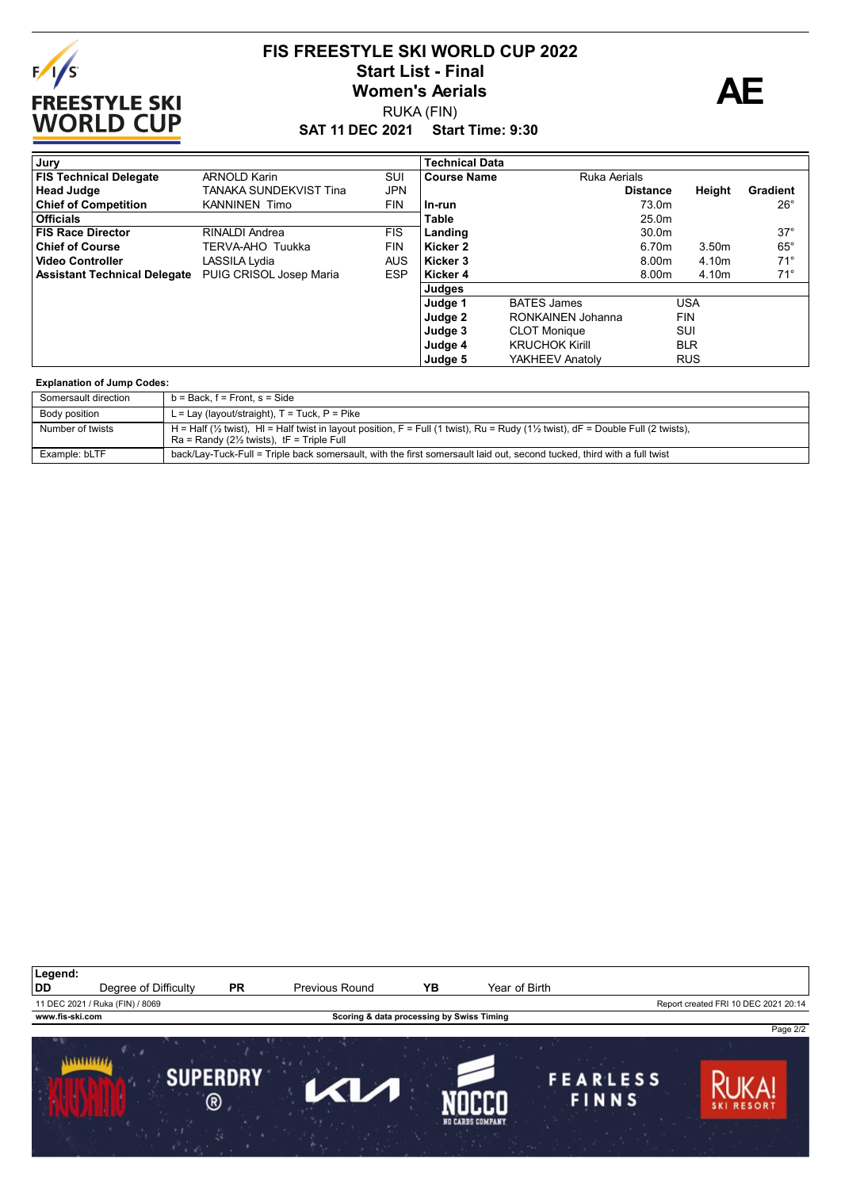# FIS FREESTYLE SKI WORLD CUP 2022

## Start List - Final

## Women's Aerials

RUKA (FIN)

**SAT 11 DEC 2021 Start Time: 9:30**

**AE**

| Jury | | |
|---|---|---|
| **FIS Technical Delegate** | ARNOLD Karin | SUI |
| **Head Judge** | TANAKA SUNDEKVIST Tina | JPN |
| **Chief of Competition** | KANNINEN Timo | FIN |
| **Officials** | | |
| **FIS Race Director** | RINALDI Andrea | FIS |
| **Chief of Course** | TERVA-AHO Tuukka | FIN |
| **Video Controller** | LASSILA Lydia | AUS |
| **Assistant Technical Delegate** | PUIG CRISOL Josep Maria | ESP |

| Technical Data | | | |
|---|---|---|---|
| **Course Name** | Ruka Aerials | | |
| | **Distance** | **Height** | **Gradient** |
| **In-run** | 73.0m | | 26° |
| **Table** | 25.0m | | |
| **Landing** | 30.0m | | 37° |
| **Kicker 2** | 6.70m | 3.50m | 65° |
| **Kicker 3** | 8.00m | 4.10m | 71° |
| **Kicker 4** | 8.00m | 4.10m | 71° |

| Judges | | |
|---|---|---|
| **Judge 1** | BATES James | USA |
| **Judge 2** | RONKAINEN Johanna | FIN |
| **Judge 3** | CLOT Monique | SUI |
| **Judge 4** | KRUCHOK Kirill | BLR |
| **Judge 5** | YAKHEEV Anatoly | RUS |

**Explanation of Jump Codes:**

| | |
|---|---|
| Somersault direction | b = Back, f = Front, s = Side |
| Body position | L = Lay (layout/straight), T = Tuck, P = Pike |
| Number of twists | H = Half (½ twist), Hl = Half twist in layout position, F = Full (1 twist), Ru = Rudy (1½ twist), dF = Double Full (2 twists), Ra = Randy (2½ twists), tF = Triple Full |
| Example: bLTF | back/Lay-Tuck-Full = Triple back somersault, with the first somersault laid out, second tucked, third with a full twist |

| Legend: | | | | | |
|---|---|---|---|---|---|
| **DD** | Degree of Difficulty | **PR** | Previous Round | **YB** | Year of Birth |

11 DEC 2021 / Ruka (FIN) / 8069

Report created FRI 10 DEC 2021 20:14

www.fis-ski.com

Scoring & data processing by Swiss Timing